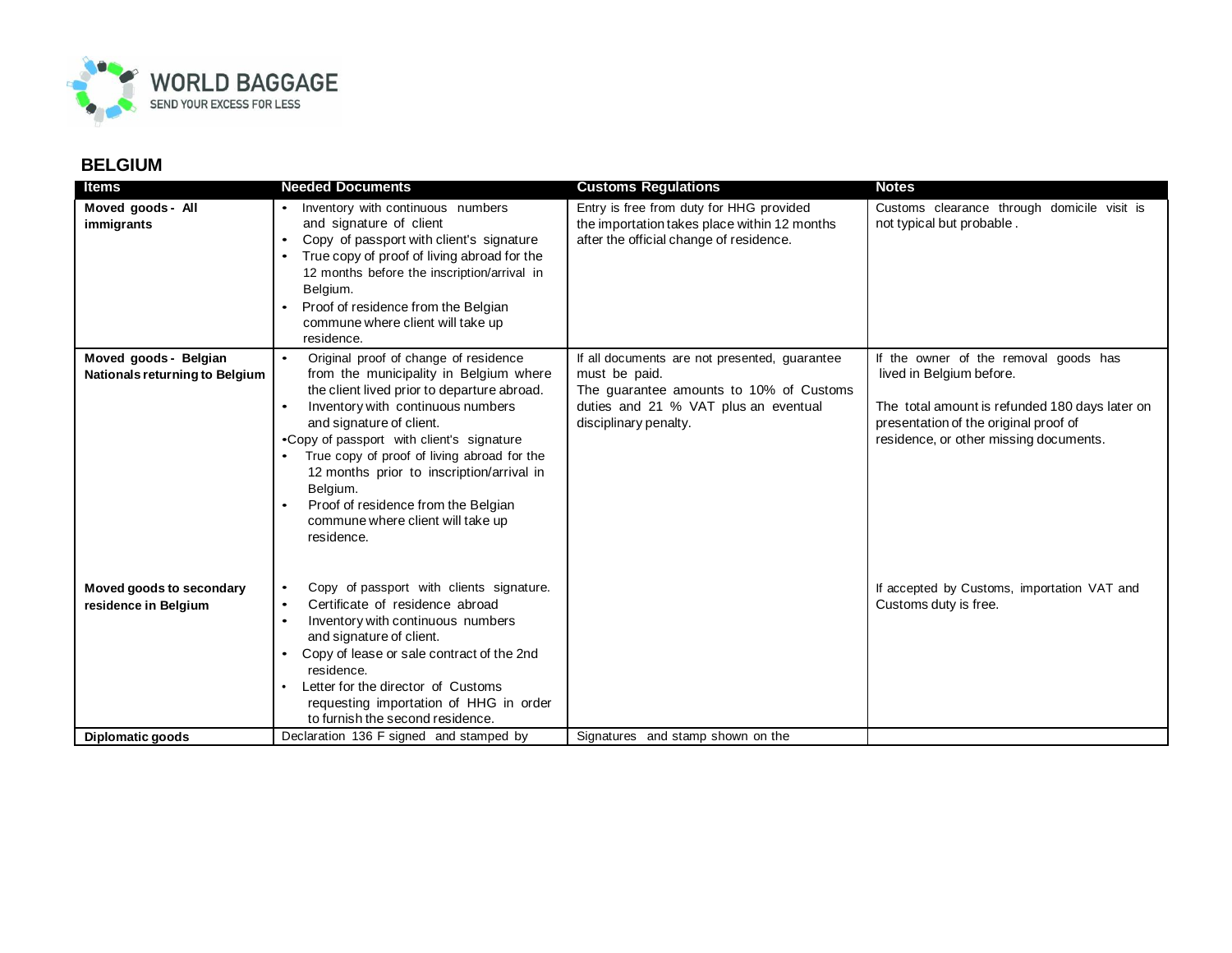WORLD BAGGAGE
SEND YOUR EXCESS FOR LESS

# BELGIUM

| Items | Needed Documents | Customs Regulations | Notes |
|---|---|---|---|
| **Moved goods - All immigrants** | • Inventory with continuous numbers and signature of client<br>• Copy of passport with client's signature<br>• True copy of proof of living abroad for the 12 months before the inscription/arrival in Belgium.<br>• Proof of residence from the Belgian commune where client will take up residence. | Entry is free from duty for HHG provided the importation takes place within 12 months after the official change of residence. | Customs clearance through domicile visit is not typical but probable . |
| **Moved goods - Belgian Nationals returning to Belgium** | • Original proof of change of residence from the municipality in Belgium where the client lived prior to departure abroad.<br>• Inventory with continuous numbers and signature of client.<br>• Copy of passport with client's signature<br>• True copy of proof of living abroad for the 12 months prior to inscription/arrival in Belgium.<br>• Proof of residence from the Belgian commune where client will take up residence. | If all documents are not presented, guarantee must be paid.<br>The guarantee amounts to 10% of Customs duties and 21 % VAT plus an eventual disciplinary penalty. | If the owner of the removal goods has lived in Belgium before.<br><br>The total amount is refunded 180 days later on presentation of the original proof of residence, or other missing documents. |
| **Moved goods to secondary residence in Belgium** | • Copy of passport with clients signature.<br>• Certificate of residence abroad<br>• Inventory with continuous numbers and signature of client.<br>• Copy of lease or sale contract of the 2nd residence.<br>• Letter for the director of Customs requesting importation of HHG in order to furnish the second residence. | | If accepted by Customs, importation VAT and Customs duty is free. |
| **Diplomatic goods** | Declaration 136 F signed and stamped by | Signatures and stamp shown on the | |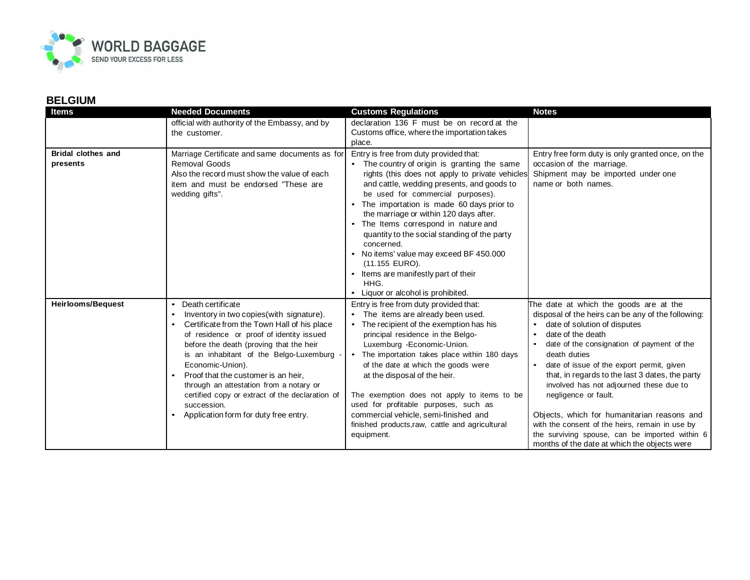## BELGIUM

| Items | Needed Documents | Customs Regulations | Notes |
|---|---|---|---|
| | official with authority of the Embassy, and by the customer. | declaration 136 F must be on record at the Customs office, where the importation takes place. | |
| **Bridal clothes and presents** | Marriage Certificate and same documents as for Removal Goods<br>Also the record must show the value of each item and must be endorsed "These are wedding gifts". | Entry is free from duty provided that:<br>• The country of origin is granting the same rights (this does not apply to private vehicles and cattle, wedding presents, and goods to be used for commercial purposes).<br>• The importation is made 60 days prior to the marriage or within 120 days after.<br>• The Items correspond in nature and quantity to the social standing of the party concerned.<br>• No items' value may exceed BF 450.000 (11.155 EURO).<br>• Items are manifestly part of their HHG.<br>• Liquor or alcohol is prohibited. | Entry free form duty is only granted once, on the occasion of the marriage.<br>Shipment may be imported under one name or both names. |
| **Heirlooms/Bequest** | • Death certificate<br>• Inventory in two copies(with signature).<br>• Certificate from the Town Hall of his place of residence or proof of identity issued before the death (proving that the heir is an inhabitant of the Belgo-Luxemburg -Economic-Union).<br>• Proof that the customer is an heir, through an attestation from a notary or certified copy or extract of the declaration of succession.<br>• Application form for duty free entry. | Entry is free from duty provided that:<br>• The items are already been used.<br>• The recipient of the exemption has his principal residence in the Belgo-Luxemburg -Economic-Union.<br>• The importation takes place within 180 days of the date at which the goods were at the disposal of the heir.<br><br>The exemption does not apply to items to be used for profitable purposes, such as commercial vehicle, semi-finished and finished products,raw, cattle and agricultural equipment. | The date at which the goods are at the disposal of the heirs can be any of the following:<br>• date of solution of disputes<br>• date of the death<br>• date of the consignation of payment of the death duties<br>• date of issue of the export permit, given that, in regards to the last 3 dates, the party involved has not adjourned these due to negligence or fault.<br><br>Objects, which for humanitarian reasons and with the consent of the heirs, remain in use by the surviving spouse, can be imported within 6 months of the date at which the objects were |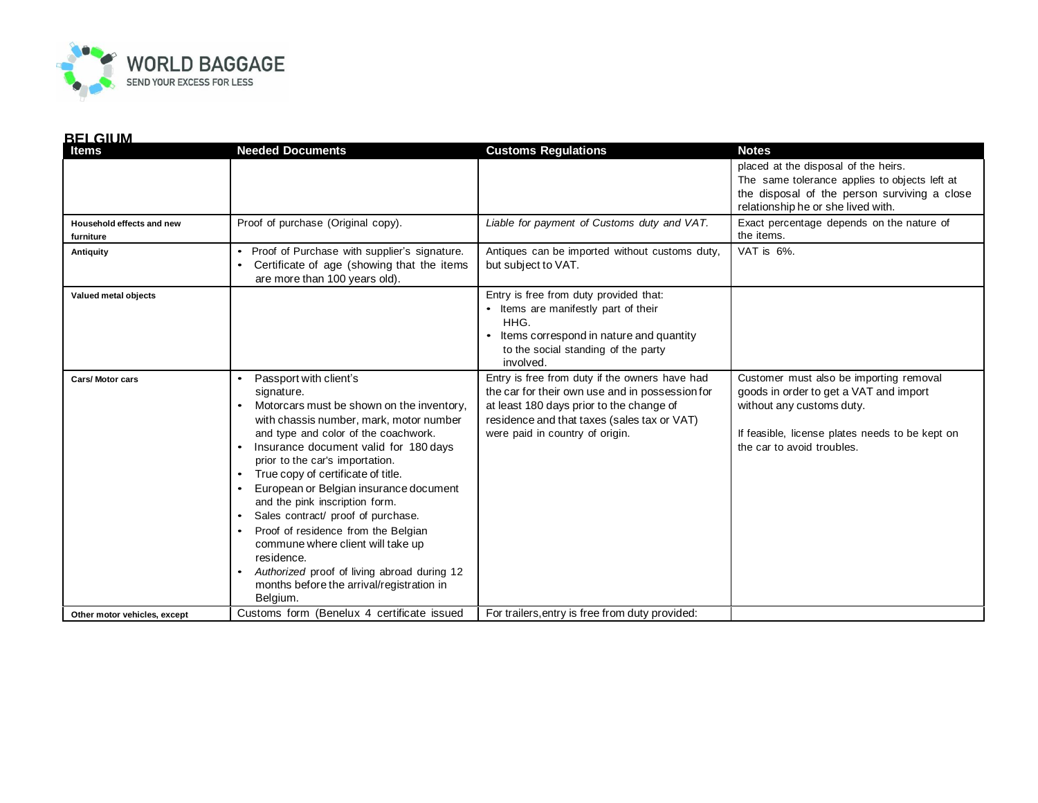## BELGIUM

| Items | Needed Documents | Customs Regulations | Notes |
|---|---|---|---|
| | | | placed at the disposal of the heirs. The same tolerance applies to objects left at the disposal of the person surviving a close relationship he or she lived with. |
| **Household effects and new furniture** | Proof of purchase (Original copy). | *Liable for payment of Customs duty and VAT.* | Exact percentage depends on the nature of the items. |
| **Antiquity** | • Proof of Purchase with supplier's signature.<br>• Certificate of age (showing that the items are more than 100 years old). | Antiques can be imported without customs duty, but subject to VAT. | VAT is 6%. |
| **Valued metal objects** | | Entry is free from duty provided that:<br>• Items are manifestly part of their HHG.<br>• Items correspond in nature and quantity to the social standing of the party involved. | |
| **Cars/ Motor cars** | • Passport with client's signature.<br>• Motorcars must be shown on the inventory, with chassis number, mark, motor number and type and color of the coachwork.<br>• Insurance document valid for 180 days prior to the car's importation.<br>• True copy of certificate of title.<br>• European or Belgian insurance document and the pink inscription form.<br>• Sales contract/ proof of purchase.<br>• Proof of residence from the Belgian commune where client will take up residence.<br>• *Authorized* proof of living abroad during 12 months before the arrival/registration in Belgium. | Entry is free from duty if the owners have had the car for their own use and in possession for at least 180 days prior to the change of residence and that taxes (sales tax or VAT) were paid in country of origin. | Customer must also be importing removal goods in order to get a VAT and import without any customs duty.<br><br>If feasible, license plates needs to be kept on the car to avoid troubles. |
| **Other motor vehicles, except** | Customs form (Benelux 4 certificate issued | For trailers, entry is free from duty provided: | |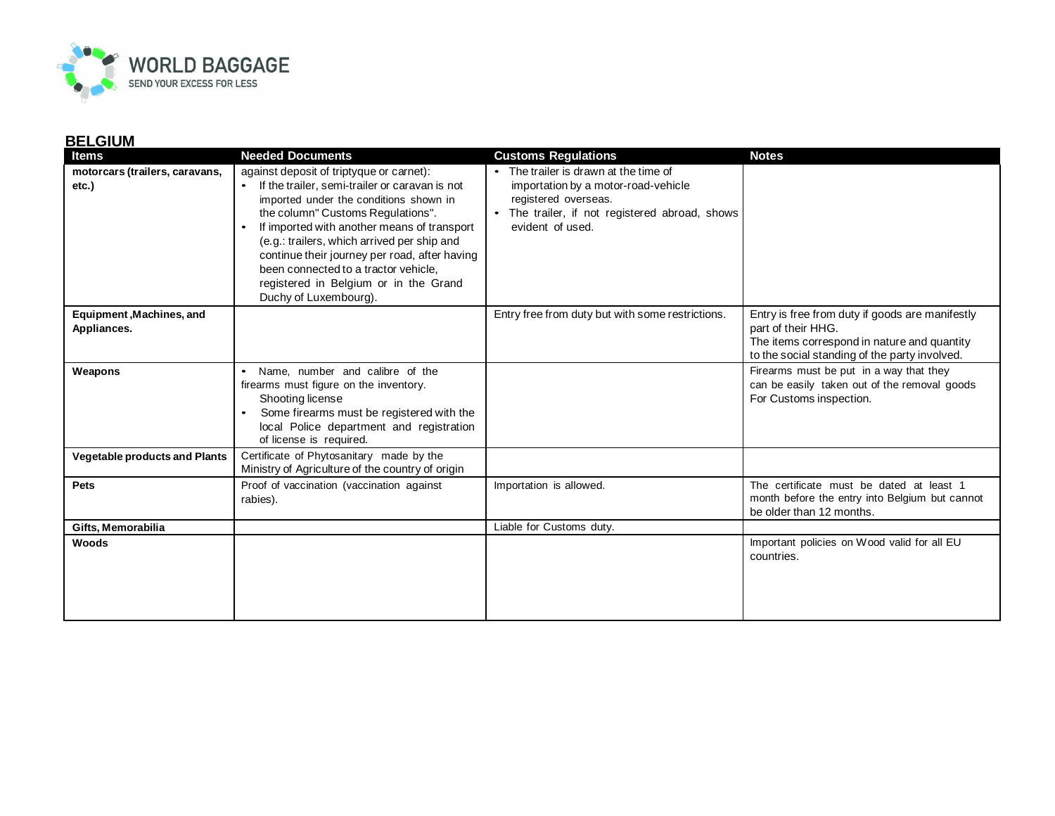## BELGIUM

| Items | Needed Documents | Customs Regulations | Notes |
|---|---|---|---|
| **motorcars (trailers, caravans, etc.)** | against deposit of triptyque or carnet):<br>• If the trailer, semi-trailer or caravan is not imported under the conditions shown in the column" Customs Regulations".<br>• If imported with another means of transport (e.g.: trailers, which arrived per ship and continue their journey per road, after having been connected to a tractor vehicle, registered in Belgium or in the Grand Duchy of Luxembourg). | • The trailer is drawn at the time of importation by a motor-road-vehicle registered overseas.<br>• The trailer, if not registered abroad, shows evident of used. | |
| **Equipment ,Machines, and Appliances.** | | Entry free from duty but with some restrictions. | Entry is free from duty if goods are manifestly part of their HHG.<br>The items correspond in nature and quantity to the social standing of the party involved. |
| **Weapons** | • Name, number and calibre of the firearms must figure on the inventory.<br>Shooting license<br>• Some firearms must be registered with the local Police department and registration of license is required. | | Firearms must be put in a way that they can be easily taken out of the removal goods For Customs inspection. |
| **Vegetable products and Plants** | Certificate of Phytosanitary made by the Ministry of Agriculture of the country of origin | | |
| **Pets** | Proof of vaccination (vaccination against rabies). | Importation is allowed. | The certificate must be dated at least 1 month before the entry into Belgium but cannot be older than 12 months. |
| **Gifts, Memorabilia** | | Liable for Customs duty. | |
| **Woods** | | | Important policies on Wood valid for all EU countries. |